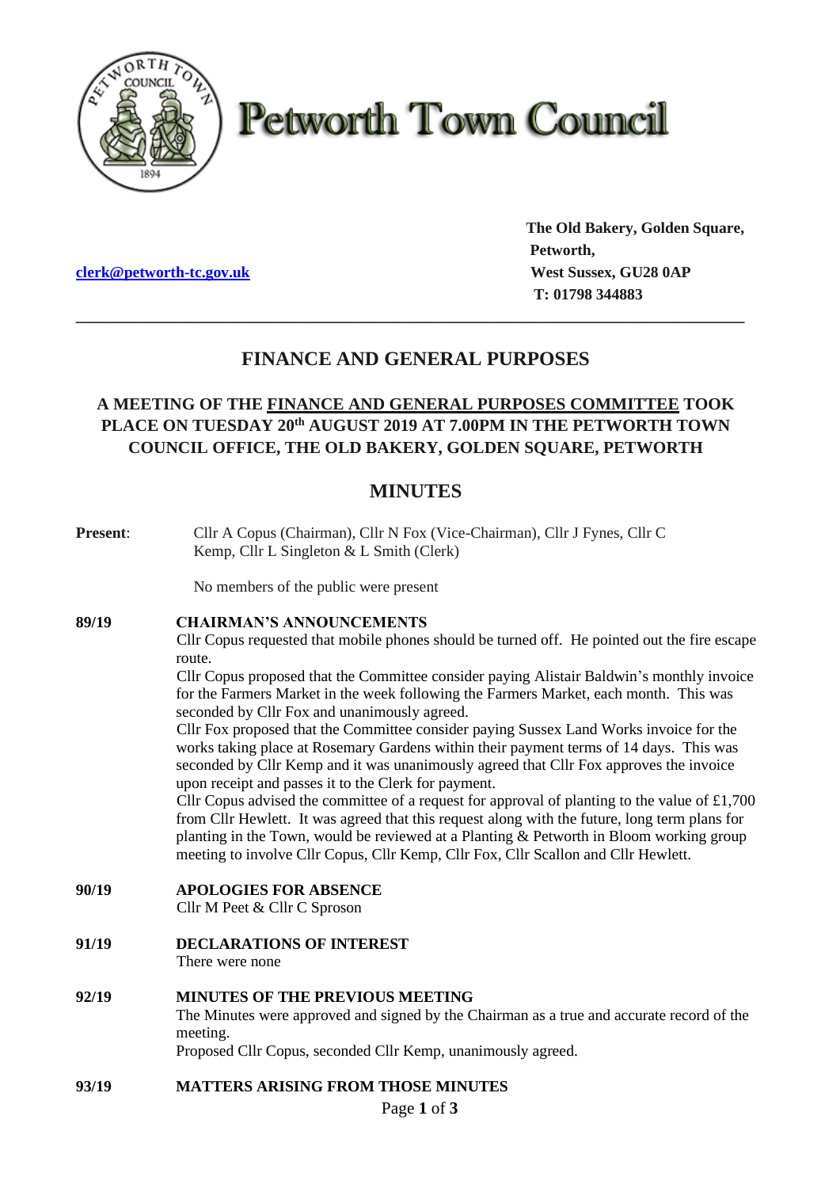# Petworth Town Council

clerk@petworth-tc.gov.uk

**The Old Bakery, Golden Square, Petworth, West Sussex, GU28 0AP**
**T: 01798 344883**

---

## FINANCE AND GENERAL PURPOSES

### A MEETING OF THE FINANCE AND GENERAL PURPOSES COMMITTEE TOOK PLACE ON TUESDAY 20th AUGUST 2019 AT 7.00PM IN THE PETWORTH TOWN COUNCIL OFFICE, THE OLD BAKERY, GOLDEN SQUARE, PETWORTH

## MINUTES

**Present**: Cllr A Copus (Chairman), Cllr N Fox (Vice-Chairman), Cllr J Fynes, Cllr C Kemp, Cllr L Singleton & L Smith (Clerk)

No members of the public were present

**89/19 CHAIRMAN'S ANNOUNCEMENTS**

Cllr Copus requested that mobile phones should be turned off. He pointed out the fire escape route.

Cllr Copus proposed that the Committee consider paying Alistair Baldwin's monthly invoice for the Farmers Market in the week following the Farmers Market, each month. This was seconded by Cllr Fox and unanimously agreed.

Cllr Fox proposed that the Committee consider paying Sussex Land Works invoice for the works taking place at Rosemary Gardens within their payment terms of 14 days. This was seconded by Cllr Kemp and it was unanimously agreed that Cllr Fox approves the invoice upon receipt and passes it to the Clerk for payment.

Cllr Copus advised the committee of a request for approval of planting to the value of £1,700 from Cllr Hewlett. It was agreed that this request along with the future, long term plans for planting in the Town, would be reviewed at a Planting & Petworth in Bloom working group meeting to involve Cllr Copus, Cllr Kemp, Cllr Fox, Cllr Scallon and Cllr Hewlett.

**90/19 APOLOGIES FOR ABSENCE**

Cllr M Peet & Cllr C Sproson

**91/19 DECLARATIONS OF INTEREST**

There were none

**92/19 MINUTES OF THE PREVIOUS MEETING**

The Minutes were approved and signed by the Chairman as a true and accurate record of the meeting.

Proposed Cllr Copus, seconded Cllr Kemp, unanimously agreed.

**93/19 MATTERS ARISING FROM THOSE MINUTES**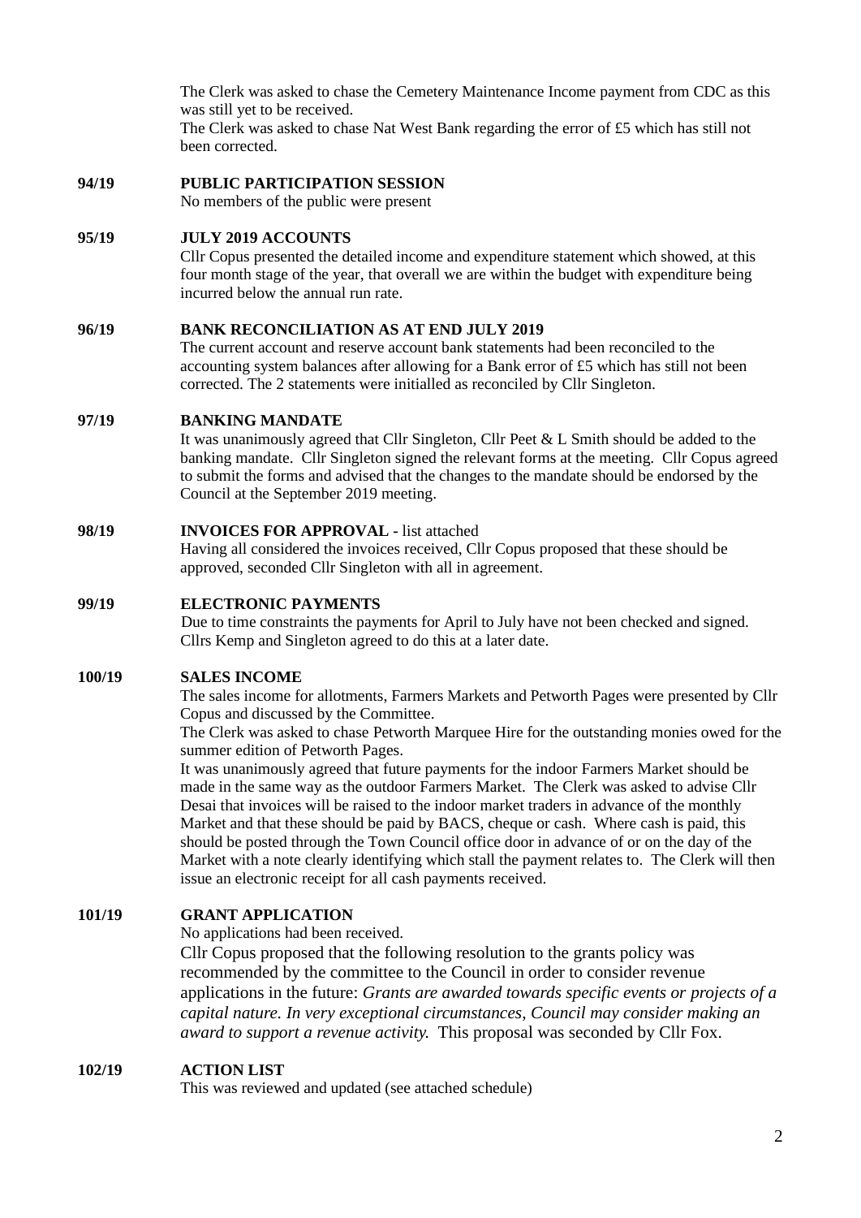The Clerk was asked to chase the Cemetery Maintenance Income payment from CDC as this was still yet to be received.
The Clerk was asked to chase Nat West Bank regarding the error of £5 which has still not been corrected.

**94/19 PUBLIC PARTICIPATION SESSION**

No members of the public were present

**95/19 JULY 2019 ACCOUNTS**

Cllr Copus presented the detailed income and expenditure statement which showed, at this four month stage of the year, that overall we are within the budget with expenditure being incurred below the annual run rate.

**96/19 BANK RECONCILIATION AS AT END JULY 2019**

The current account and reserve account bank statements had been reconciled to the accounting system balances after allowing for a Bank error of £5 which has still not been corrected. The 2 statements were initialled as reconciled by Cllr Singleton.

**97/19 BANKING MANDATE**

It was unanimously agreed that Cllr Singleton, Cllr Peet & L Smith should be added to the banking mandate. Cllr Singleton signed the relevant forms at the meeting. Cllr Copus agreed to submit the forms and advised that the changes to the mandate should be endorsed by the Council at the September 2019 meeting.

**98/19 INVOICES FOR APPROVAL -** list attached

Having all considered the invoices received, Cllr Copus proposed that these should be approved, seconded Cllr Singleton with all in agreement.

**99/19 ELECTRONIC PAYMENTS**

Due to time constraints the payments for April to July have not been checked and signed. Cllrs Kemp and Singleton agreed to do this at a later date.

**100/19 SALES INCOME**

The sales income for allotments, Farmers Markets and Petworth Pages were presented by Cllr Copus and discussed by the Committee.
The Clerk was asked to chase Petworth Marquee Hire for the outstanding monies owed for the summer edition of Petworth Pages.
It was unanimously agreed that future payments for the indoor Farmers Market should be made in the same way as the outdoor Farmers Market. The Clerk was asked to advise Cllr Desai that invoices will be raised to the indoor market traders in advance of the monthly Market and that these should be paid by BACS, cheque or cash. Where cash is paid, this should be posted through the Town Council office door in advance of or on the day of the Market with a note clearly identifying which stall the payment relates to. The Clerk will then issue an electronic receipt for all cash payments received.

**101/19 GRANT APPLICATION**

No applications had been received.
Cllr Copus proposed that the following resolution to the grants policy was recommended by the committee to the Council in order to consider revenue applications in the future: *Grants are awarded towards specific events or projects of a capital nature. In very exceptional circumstances, Council may consider making an award to support a revenue activity.* This proposal was seconded by Cllr Fox.

**102/19 ACTION LIST**

This was reviewed and updated (see attached schedule)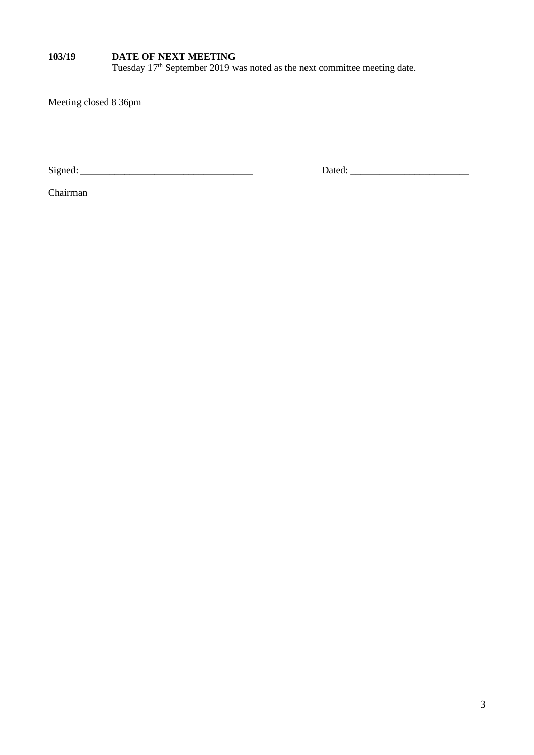**103/19 DATE OF NEXT MEETING**

Tuesday 17th September 2019 was noted as the next committee meeting date.

Meeting closed 8 36pm

Signed: ___________________________________ Dated: ________________________

Chairman